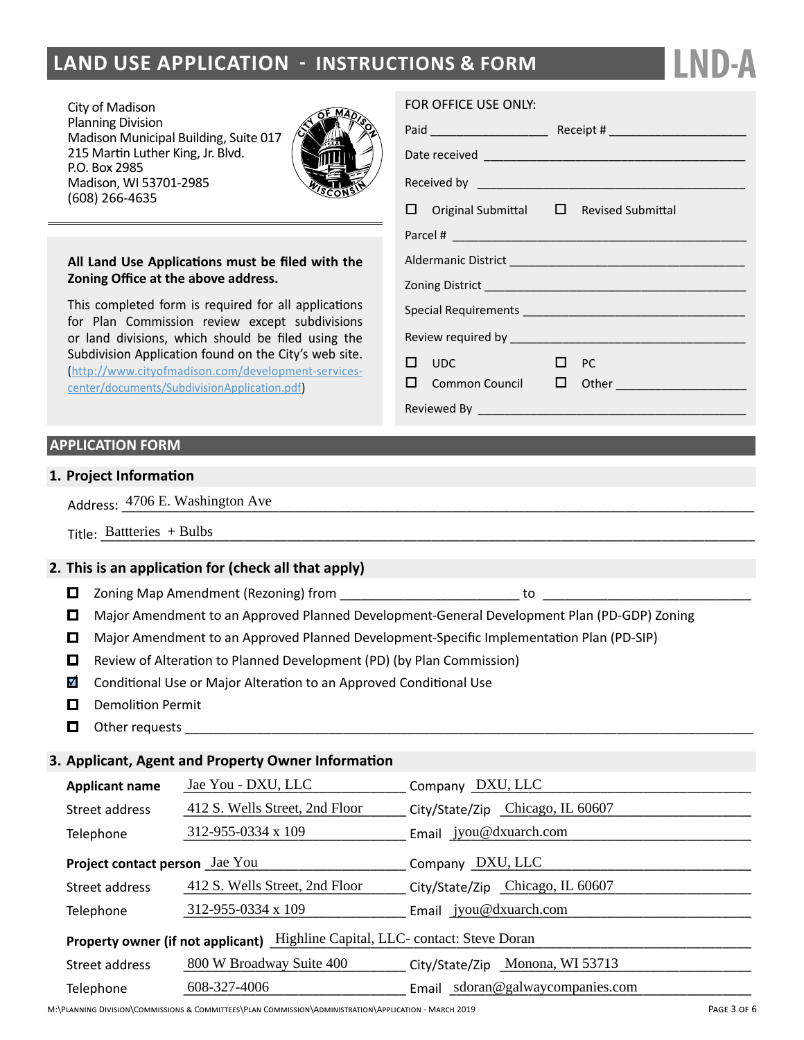# LAND USE APPLICATION - INSTRUCTIONS & FORM

**LND-A**

City of Madison
Planning Division
Madison Municipal Building, Suite 017
215 Martin Luther King, Jr. Blvd.
P.O. Box 2985
Madison, WI 53701-2985
(608) 266-4635

**All Land Use Applications must be filed with the Zoning Office at the above address.**

This completed form is required for all applications for Plan Commission review except subdivisions or land divisions, which should be filed using the Subdivision Application found on the City's web site. (http://www.cityofmadison.com/development-services-center/documents/SubdivisionApplication.pdf)

FOR OFFICE USE ONLY:

Paid ________________ Receipt # ____________________

Date received ____________________________________

Received by ______________________________________

☐ Original Submittal ☐ Revised Submittal

Parcel # _________________________________________

Aldermanic District ________________________________

Zoning District ____________________________________

Special Requirements ______________________________

Review required by ________________________________

☐ UDC ☐ PC

☐ Common Council ☐ Other ___________________

Reviewed By ______________________________________

## APPLICATION FORM

### 1. Project Information

Address: 4706 E. Washington Ave

Title: Battteries + Bulbs

### 2. This is an application for (check all that apply)

- ☐ Zoning Map Amendment (Rezoning) from ____________ to ____________
- ☐ Major Amendment to an Approved Planned Development-General Development Plan (PD-GDP) Zoning
- ☐ Major Amendment to an Approved Planned Development-Specific Implementation Plan (PD-SIP)
- ☐ Review of Alteration to Planned Development (PD) (by Plan Commission)
- ☑ Conditional Use or Major Alteration to an Approved Conditional Use
- ☐ Demolition Permit
- ☐ Other requests ____________

### 3. Applicant, Agent and Property Owner Information

| | | | |
|---|---|---|---|
| **Applicant name** | Jae You - DXU, LLC | Company | DXU, LLC |
| Street address | 412 S. Wells Street, 2nd Floor | City/State/Zip | Chicago, IL 60607 |
| Telephone | 312-955-0334 x 109 | Email | jyou@dxuarch.com |
| **Project contact person** | Jae You | Company | DXU, LLC |
| Street address | 412 S. Wells Street, 2nd Floor | City/State/Zip | Chicago, IL 60607 |
| Telephone | 312-955-0334 x 109 | Email | jyou@dxuarch.com |
| **Property owner (if not applicant)** | Highline Capital, LLC- contact: Steve Doran | | |
| Street address | 800 W Broadway Suite 400 | City/State/Zip | Monona, WI 53713 |
| Telephone | 608-327-4006 | Email | sdoran@galwaycompanies.com |

M:\Planning Division\Commissions & Committees\Plan Commission\Administration\Application - March 2019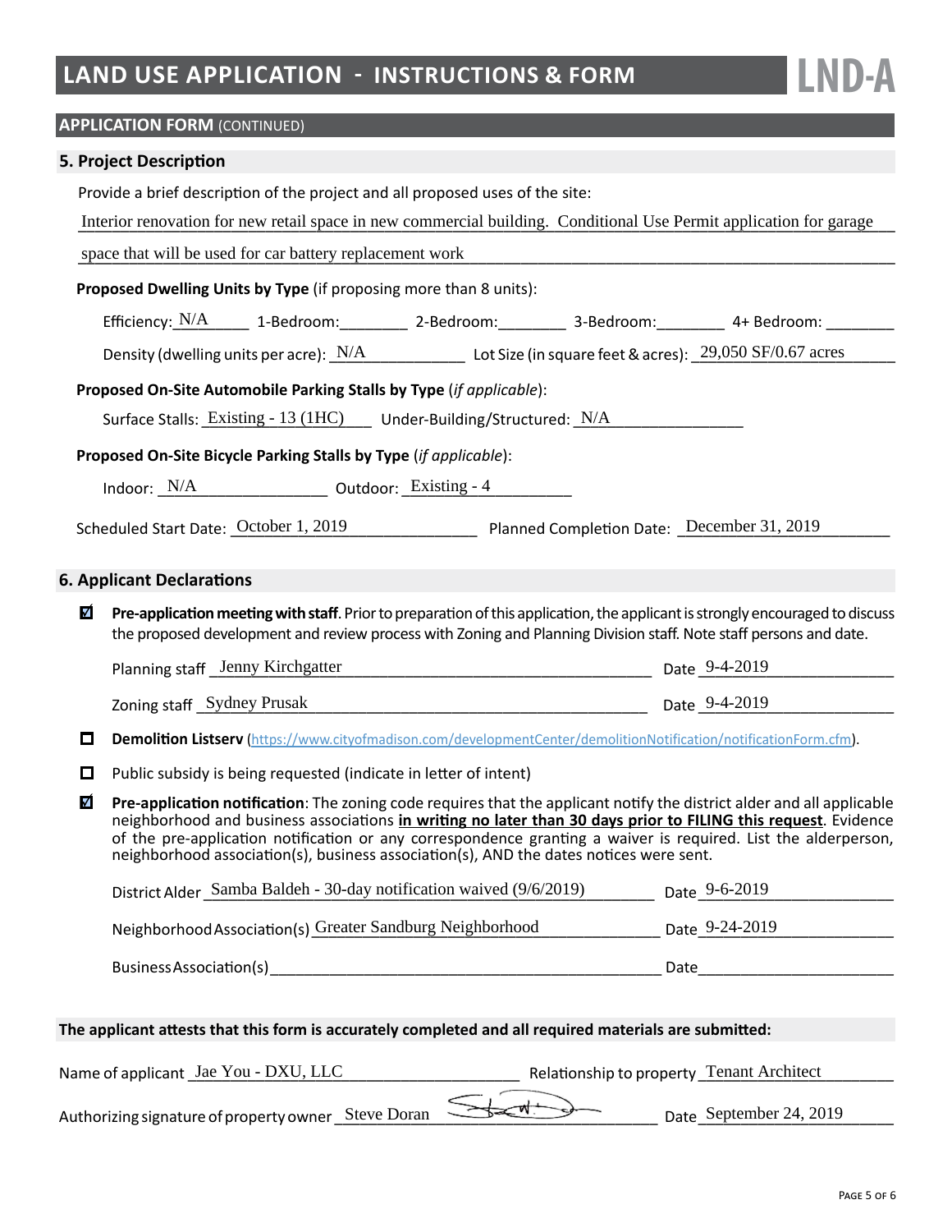# LAND USE APPLICATION - INSTRUCTIONS & FORM

**LND-A**

## APPLICATION FORM (CONTINUED)

### 5. Project Description

Provide a brief description of the project and all proposed uses of the site:

Interior renovation for new retail space in new commercial building. Conditional Use Permit application for garage space that will be used for car battery replacement work

**Proposed Dwelling Units by Type** (if proposing more than 8 units):

Efficiency: N/A 1-Bedroom: ________ 2-Bedroom: ________ 3-Bedroom: ________ 4+ Bedroom: ________

Density (dwelling units per acre): N/A Lot Size (in square feet & acres): 29,050 SF/0.67 acres

**Proposed On-Site Automobile Parking Stalls by Type** (*if applicable*):

Surface Stalls: Existing - 13 (1HC) Under-Building/Structured: N/A

**Proposed On-Site Bicycle Parking Stalls by Type** (*if applicable*):

Indoor: N/A Outdoor: Existing - 4

Scheduled Start Date: October 1, 2019 Planned Completion Date: December 31, 2019

### 6. Applicant Declarations

☑ **Pre-application meeting with staff**. Prior to preparation of this application, the applicant is strongly encouraged to discuss the proposed development and review process with Zoning and Planning Division staff. Note staff persons and date.

Planning staff Jenny Kirchgatter Date 9-4-2019

Zoning staff Sydney Prusak Date 9-4-2019

☐ **Demolition Listserv** (https://www.cityofmadison.com/developmentCenter/demolitionNotification/notificationForm.cfm).

☐ Public subsidy is being requested (indicate in letter of intent)

☑ **Pre-application notification**: The zoning code requires that the applicant notify the district alder and all applicable neighborhood and business associations **in writing no later than 30 days prior to FILING this request**. Evidence of the pre-application notification or any correspondence granting a waiver is required. List the alderperson, neighborhood association(s), business association(s), AND the dates notices were sent.

District Alder Samba Baldeh - 30-day notification waived (9/6/2019) Date 9-6-2019

Neighborhood Association(s) Greater Sandburg Neighborhood Date 9-24-2019

Business Association(s) ________________ Date ________________

**The applicant attests that this form is accurately completed and all required materials are submitted:**

Name of applicant Jae You - DXU, LLC Relationship to property Tenant Architect

Authorizing signature of property owner Steve Doran [signature] Date September 24, 2019